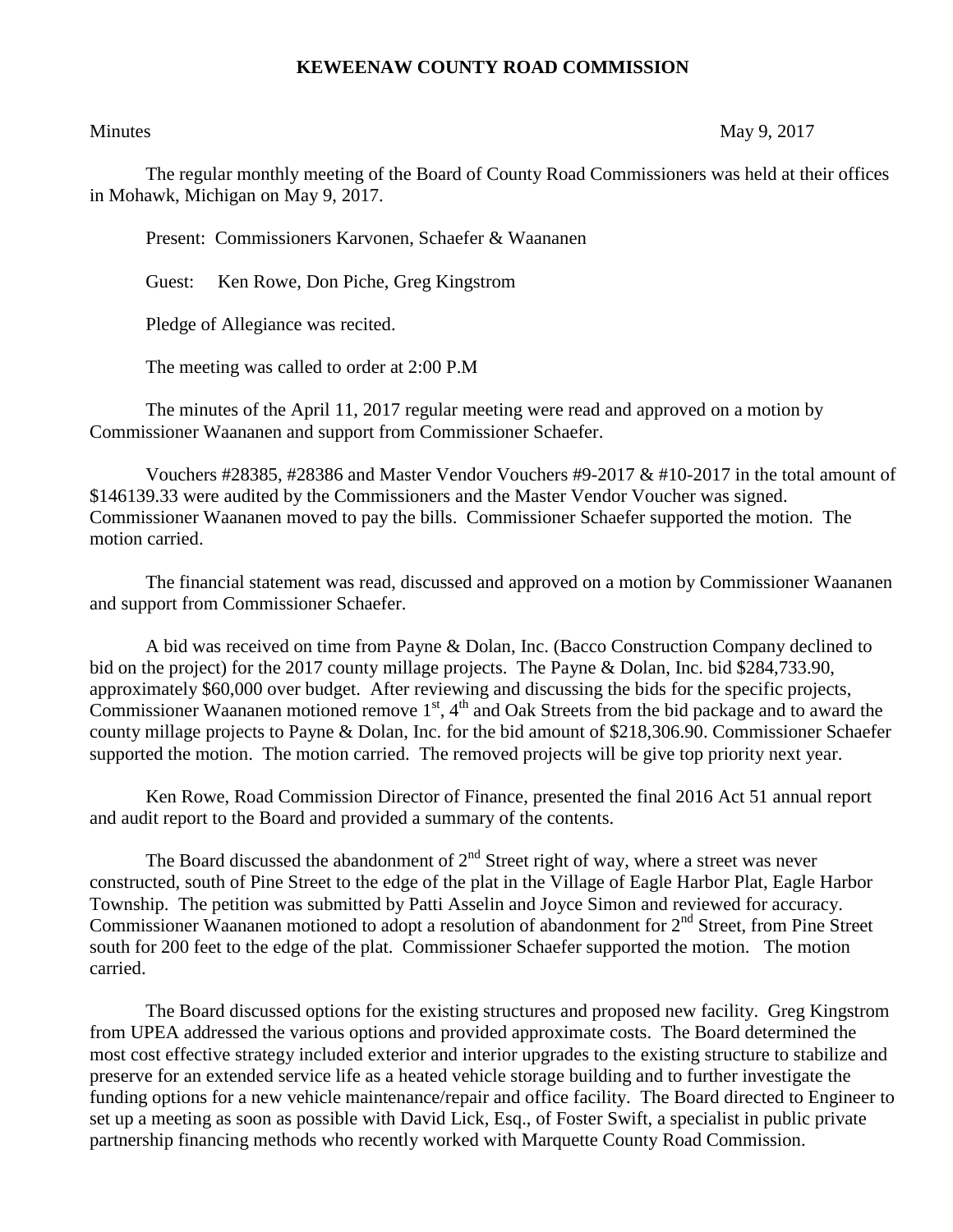**KEWEENAW COUNTY ROAD COMMISSION**

Minutes May 9, 2017

The regular monthly meeting of the Board of County Road Commissioners was held at their offices in Mohawk, Michigan on May 9, 2017.

Present: Commissioners Karvonen, Schaefer & Waananen

Guest: Ken Rowe, Don Piche, Greg Kingstrom

Pledge of Allegiance was recited.

The meeting was called to order at 2:00 P.M

The minutes of the April 11, 2017 regular meeting were read and approved on a motion by Commissioner Waananen and support from Commissioner Schaefer.

Vouchers #28385, #28386 and Master Vendor Vouchers #9-2017 & #10-2017 in the total amount of $146139.33 were audited by the Commissioners and the Master Vendor Voucher was signed. Commissioner Waananen moved to pay the bills. Commissioner Schaefer supported the motion. The motion carried.

The financial statement was read, discussed and approved on a motion by Commissioner Waananen and support from Commissioner Schaefer.

A bid was received on time from Payne & Dolan, Inc. (Bacco Construction Company declined to bid on the project) for the 2017 county millage projects. The Payne & Dolan, Inc. bid $284,733.90, approximately $60,000 over budget. After reviewing and discussing the bids for the specific projects, Commissioner Waananen motioned remove 1st, 4th and Oak Streets from the bid package and to award the county millage projects to Payne & Dolan, Inc. for the bid amount of $218,306.90. Commissioner Schaefer supported the motion. The motion carried. The removed projects will be give top priority next year.

Ken Rowe, Road Commission Director of Finance, presented the final 2016 Act 51 annual report and audit report to the Board and provided a summary of the contents.

The Board discussed the abandonment of 2nd Street right of way, where a street was never constructed, south of Pine Street to the edge of the plat in the Village of Eagle Harbor Plat, Eagle Harbor Township. The petition was submitted by Patti Asselin and Joyce Simon and reviewed for accuracy. Commissioner Waananen motioned to adopt a resolution of abandonment for 2nd Street, from Pine Street south for 200 feet to the edge of the plat. Commissioner Schaefer supported the motion. The motion carried.

The Board discussed options for the existing structures and proposed new facility. Greg Kingstrom from UPEA addressed the various options and provided approximate costs. The Board determined the most cost effective strategy included exterior and interior upgrades to the existing structure to stabilize and preserve for an extended service life as a heated vehicle storage building and to further investigate the funding options for a new vehicle maintenance/repair and office facility. The Board directed to Engineer to set up a meeting as soon as possible with David Lick, Esq., of Foster Swift, a specialist in public private partnership financing methods who recently worked with Marquette County Road Commission.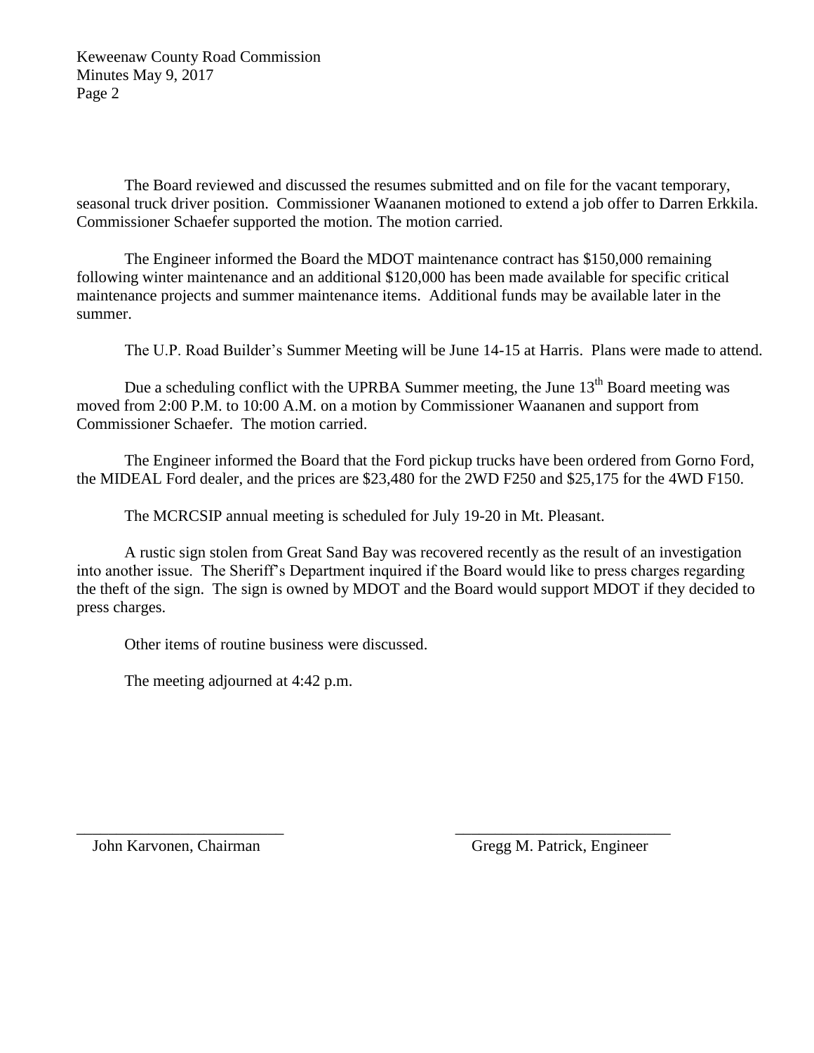The Board reviewed and discussed the resumes submitted and on file for the vacant temporary, seasonal truck driver position. Commissioner Waananen motioned to extend a job offer to Darren Erkkila. Commissioner Schaefer supported the motion. The motion carried.

The Engineer informed the Board the MDOT maintenance contract has $150,000 remaining following winter maintenance and an additional $120,000 has been made available for specific critical maintenance projects and summer maintenance items. Additional funds may be available later in the summer.

The U.P. Road Builder's Summer Meeting will be June 14-15 at Harris. Plans were made to attend.

Due a scheduling conflict with the UPRBA Summer meeting, the June 13th Board meeting was moved from 2:00 P.M. to 10:00 A.M. on a motion by Commissioner Waananen and support from Commissioner Schaefer. The motion carried.

The Engineer informed the Board that the Ford pickup trucks have been ordered from Gorno Ford, the MIDEAL Ford dealer, and the prices are $23,480 for the 2WD F250 and $25,175 for the 4WD F150.

The MCRCSIP annual meeting is scheduled for July 19-20 in Mt. Pleasant.

A rustic sign stolen from Great Sand Bay was recovered recently as the result of an investigation into another issue. The Sheriff's Department inquired if the Board would like to press charges regarding the theft of the sign. The sign is owned by MDOT and the Board would support MDOT if they decided to press charges.

Other items of routine business were discussed.

The meeting adjourned at 4:42 p.m.

\_\_\_\_\_\_\_\_\_\_\_\_\_\_\_\_\_\_\_\_\_\_\_\_\_\_ \_\_\_\_\_\_\_\_\_\_\_\_\_\_\_\_\_\_\_\_\_\_\_\_\_\_\_

John Karvonen, Chairman Gregg M. Patrick, Engineer